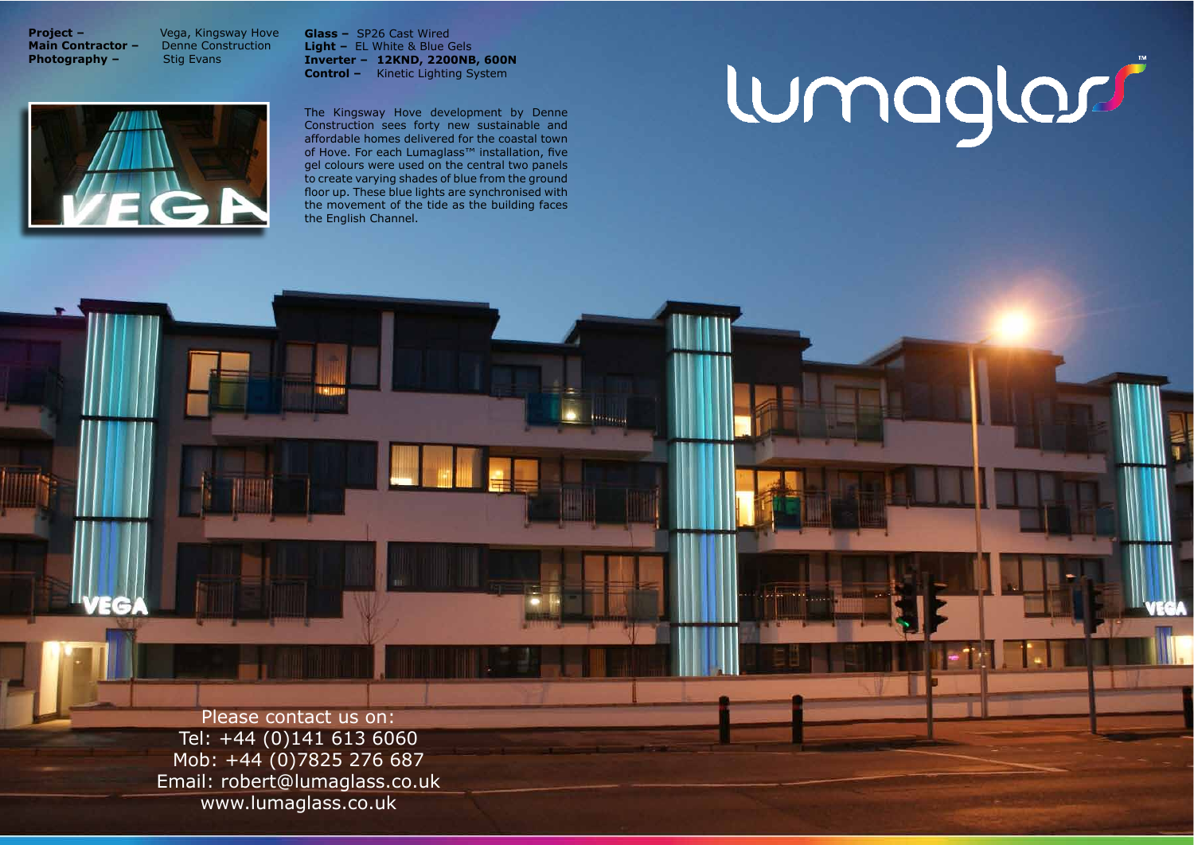**Project –** Vega, Kingsway Hove
**Main Contractor –** Denne Construction
**Photography –** Stig Evans

**Glass –** SP26 Cast Wired
**Light –** EL White & Blue Gels
**Inverter –** **12KND, 2200NB, 600N**
**Control –** Kinetic Lighting System

# lumaglass™

The Kingsway Hove development by Denne Construction sees forty new sustainable and affordable homes delivered for the coastal town of Hove. For each Lumaglass™ installation, five gel colours were used on the central two panels to create varying shades of blue from the ground floor up. These blue lights are synchronised with the movement of the tide as the building faces the English Channel.

Please contact us on:
Tel: +44 (0)141 613 6060
Mob: +44 (0)7825 276 687
Email: robert@lumaglass.co.uk
www.lumaglass.co.uk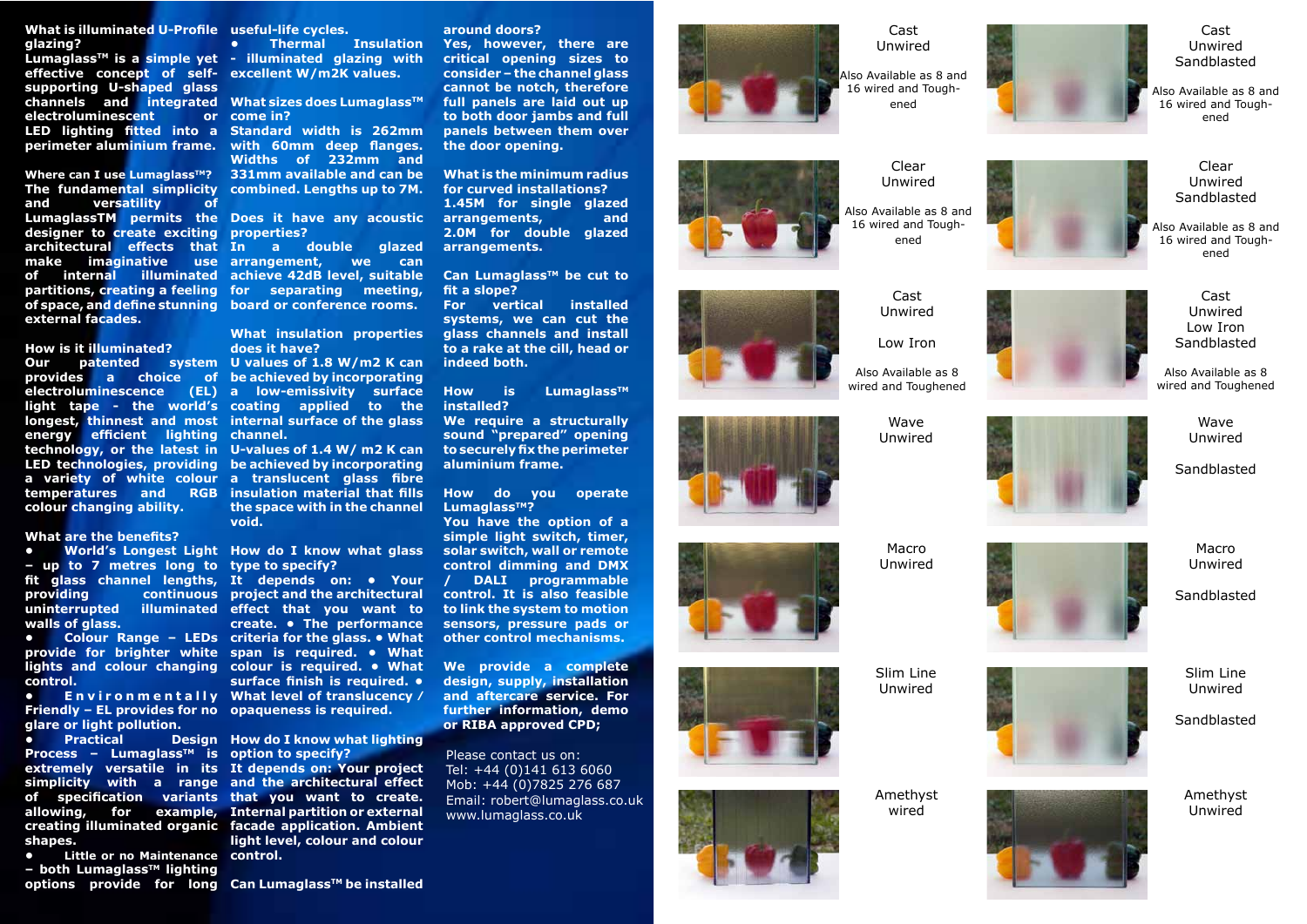**What is illuminated U-Profile glazing?**
**Lumaglass™ is a simple yet effective concept of self-supporting U-shaped glass channels and integrated electroluminescent or LED lighting fitted into a perimeter aluminium frame.**

**Where can I use Lumaglass™?**
**The fundamental simplicity and versatility of LumaglassTM permits the designer to create exciting architectural effects that make imaginative use of internal illuminated partitions, creating a feeling of space, and define stunning external facades.**

**How is it illuminated?**
**Our patented system provides a choice of electroluminescence (EL) light tape - the world's longest, thinnest and most energy efficient lighting technology, or the latest in LED technologies, providing a variety of white colour temperatures and RGB colour changing ability.**

**What are the benefits?**

- **World's Longest Light – up to 7 metres long to fit glass channel lengths, providing continuous uninterrupted illuminated walls of glass.**
- **Colour Range – LEDs provide for brighter white lights and colour changing control.**
- **Environmentally Friendly – EL provides for no glare or light pollution.**
- **Practical Design Process – Lumaglass™ is extremely versatile in its simplicity with a range of specification variants allowing, for example, creating illuminated organic shapes.**
- **Little or no Maintenance – both Lumaglass™ lighting options provide for long useful-life cycles.**
- **Thermal Insulation - illuminated glazing with excellent W/m2K values.**

**What sizes does Lumaglass™ come in?**
**Standard width is 262mm with 60mm deep flanges. Widths of 232mm and 331mm available and can be combined. Lengths up to 7M.**

**Does it have any acoustic properties?**
**In a double glazed arrangement, we can achieve 42dB level, suitable for separating meeting, board or conference rooms.**

**What insulation properties does it have?**
**U values of 1.8 W/m2 K can be achieved by incorporating a low-emissivity surface coating applied to the internal surface of the glass channel.**
**U-values of 1.4 W/ m2 K can be achieved by incorporating a translucent glass fibre insulation material that fills the space with in the channel void.**

**How do I know what glass type to specify?**
**It depends on: • Your project and the architectural effect that you want to create. • The performance criteria for the glass. • What span is required. • What colour is required. • What surface finish is required. • What level of translucency / opaqueness is required.**

**How do I know what lighting option to specify?**
**It depends on: Your project and the architectural effect that you want to create. Internal partition or external facade application. Ambient light level, colour and colour control.**

**Can Lumaglass™ be installed around doors?**
**Yes, however, there are critical opening sizes to consider – the channel glass cannot be notch, therefore full panels are laid out up to both door jambs and full panels between them over the door opening.**

**What is the minimum radius for curved installations?**
**1.45M for single glazed arrangements, and 2.0M for double glazed arrangements.**

**Can Lumaglass™ be cut to fit a slope?**
**For vertical installed systems, we can cut the glass channels and install to a rake at the cill, head or indeed both.**

**How is Lumaglass™ installed?**
**We require a structurally sound "prepared" opening to securely fix the perimeter aluminium frame.**

**How do you operate Lumaglass™?**
**You have the option of a simple light switch, timer, solar switch, wall or remote control dimming and DMX / DALI programmable control. It is also feasible to link the system to motion sensors, pressure pads or other control mechanisms.**

**We provide a complete design, supply, installation and aftercare service. For further information, demo or RIBA approved CPD;**

Please contact us on:
Tel: +44 (0)141 613 6060
Mob: +44 (0)7825 276 687
Email: robert@lumaglass.co.uk
www.lumaglass.co.uk

Cast
Unwired

Also Available as 8 and 16 wired and Toughened

Cast
Unwired
Sandblasted

Also Available as 8 and 16 wired and Toughened

Clear
Unwired

Also Available as 8 and 16 wired and Toughened

Clear
Unwired
Sandblasted

Also Available as 8 and 16 wired and Toughened

Cast
Unwired

Low Iron

Also Available as 8 wired and Toughened

Cast
Unwired
Low Iron
Sandblasted

Also Available as 8 wired and Toughened

Wave
Unwired

Wave
Unwired

Sandblasted

Macro
Unwired

Macro
Unwired

Sandblasted

Slim Line
Unwired

Slim Line
Unwired

Sandblasted

Amethyst
wired

Amethyst
Unwired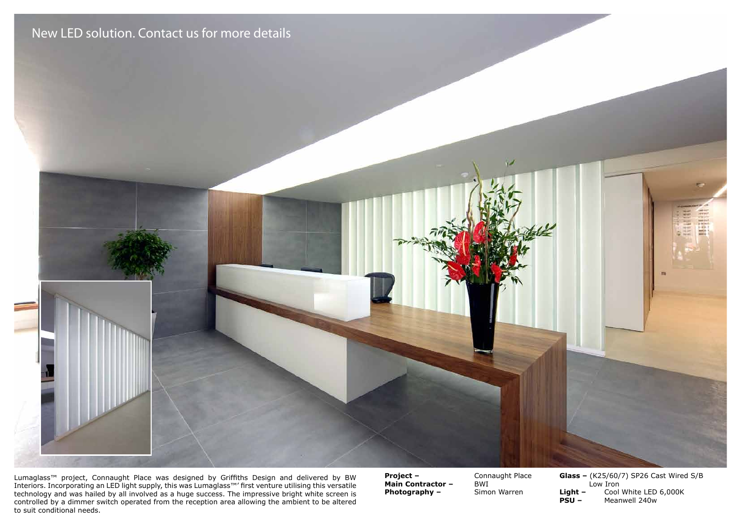New LED solution. Contact us for more details

Lumaglass™ project, Connaught Place was designed by Griffiths Design and delivered by BW Interiors. Incorporating an LED light supply, this was Lumaglass™' first venture utilising this versatile technology and was hailed by all involved as a huge success. The impressive bright white screen is controlled by a dimmer switch operated from the reception area allowing the ambient to be altered to suit conditional needs.

**Project –** Connaught Place
**Main Contractor –** BWI
**Photography –** Simon Warren

**Glass –** (K25/60/7) SP26 Cast Wired S/B Low Iron
**Light –** Cool White LED 6,000K
**PSU –** Meanwell 240w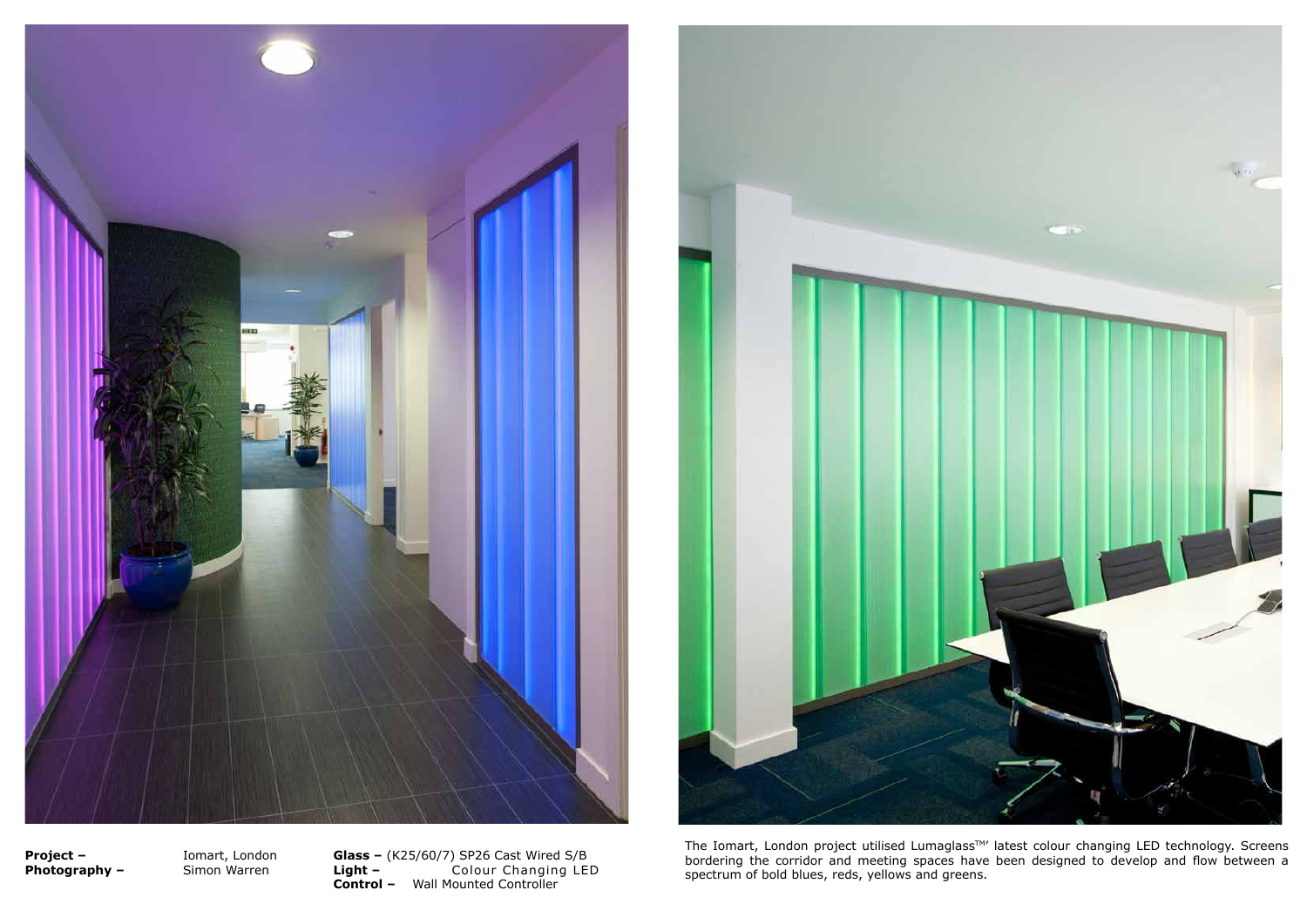**Project –** Iomart, London
**Photography –** Simon Warren

**Glass –** (K25/60/7) SP26 Cast Wired S/B
**Light –** Colour Changing LED
**Control –** Wall Mounted Controller

The Iomart, London project utilised Lumaglass™' latest colour changing LED technology. Screens bordering the corridor and meeting spaces have been designed to develop and flow between a spectrum of bold blues, reds, yellows and greens.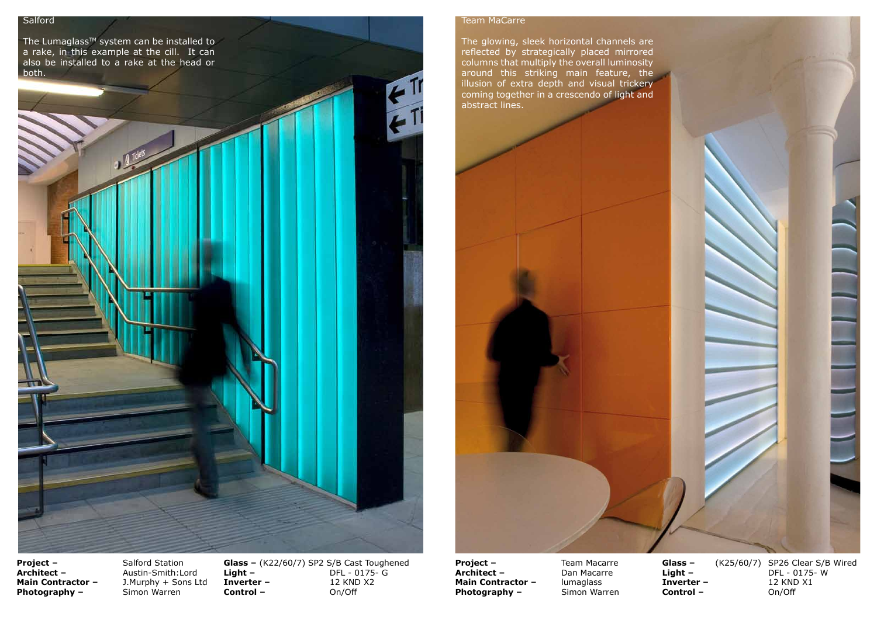## Salford

The Lumaglass™ system can be installed to a rake, in this example at the cill. It can also be installed to a rake at the head or both.

| | | | |
|---|---|---|---|
| **Project –** | Salford Station | **Glass –** | (K22/60/7) SP2 S/B Cast Toughened |
| **Architect –** | Austin-Smith:Lord | **Light –** | DFL - 0175- G |
| **Main Contractor –** | J.Murphy + Sons Ltd | **Inverter –** | 12 KND X2 |
| **Photography –** | Simon Warren | **Control –** | On/Off |

## Team MaCarre

The glowing, sleek horizontal channels are reflected by strategically placed mirrored columns that multiply the overall luminosity around this striking main feature, the illusion of extra depth and visual trickery coming together in a crescendo of light and abstract lines.

| | | | |
|---|---|---|---|
| **Project –** | Team Macarre | **Glass –** | (K25/60/7) SP26 Clear S/B Wired |
| **Architect –** | Dan Macarre | **Light –** | DFL - 0175- W |
| **Main Contractor –** | lumaglass | **Inverter –** | 12 KND X1 |
| **Photography –** | Simon Warren | **Control –** | On/Off |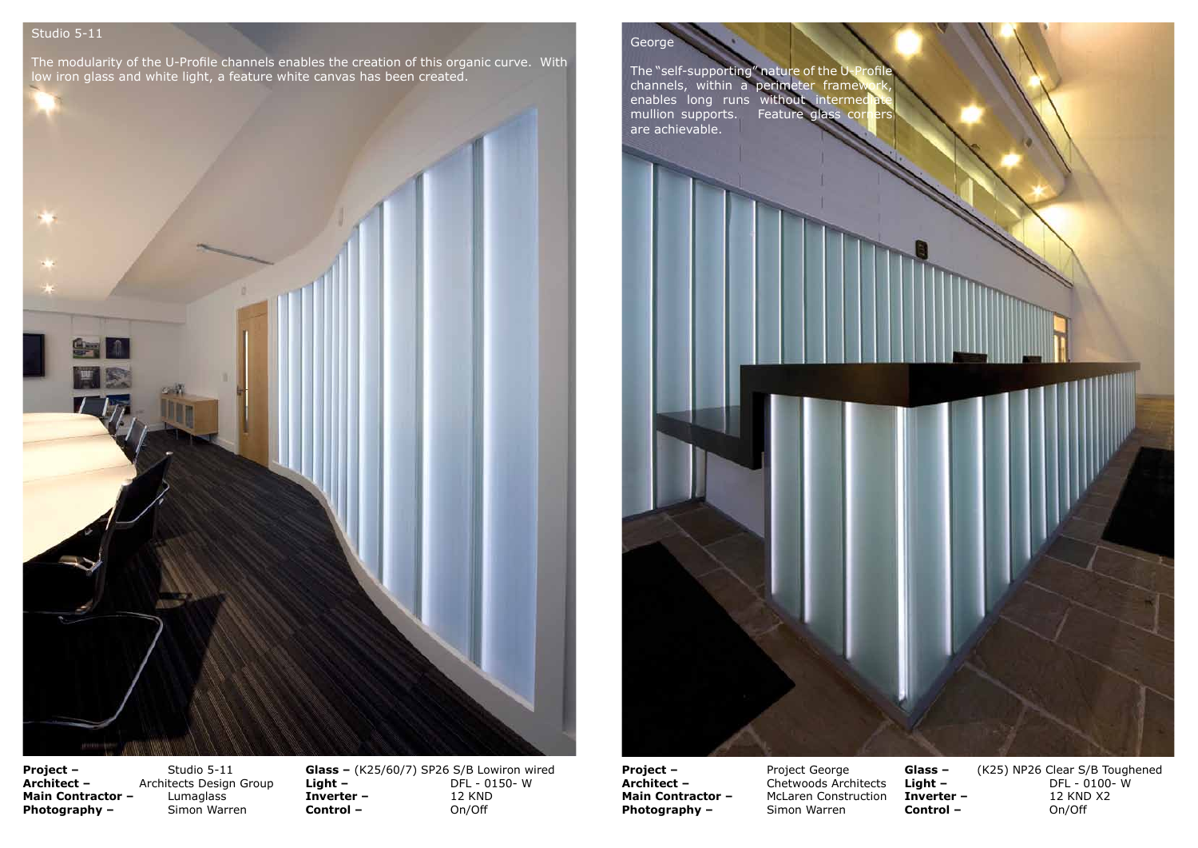## Studio 5-11

The modularity of the U-Profile channels enables the creation of this organic curve. With low iron glass and white light, a feature white canvas has been created.

| | | | |
|---|---|---|---|
| **Project –** | Studio 5-11 | **Glass –** | (K25/60/7) SP26 S/B Lowiron wired |
| **Architect –** | Architects Design Group | **Light –** | DFL - 0150- W |
| **Main Contractor –** | Lumaglass | **Inverter –** | 12 KND |
| **Photography –** | Simon Warren | **Control –** | On/Off |

## George

The "self-supporting" nature of the U-Profile channels, within a perimeter framework, enables long runs without intermediate mullion supports. Feature glass corners are achievable.

| | | | |
|---|---|---|---|
| **Project –** | Project George | **Glass –** | (K25) NP26 Clear S/B Toughened |
| **Architect –** | Chetwoods Architects | **Light –** | DFL - 0100- W |
| **Main Contractor –** | McLaren Construction | **Inverter –** | 12 KND X2 |
| **Photography –** | Simon Warren | **Control –** | On/Off |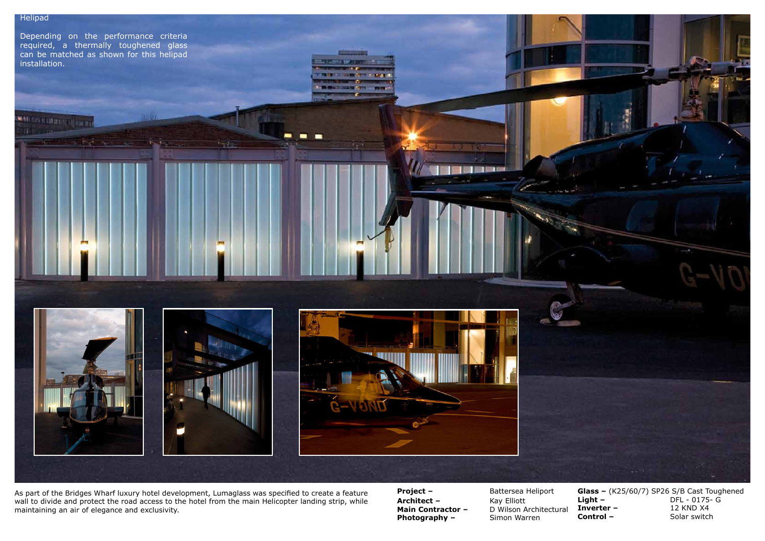## Helipad

Depending on the performance criteria required, a thermally toughened glass can be matched as shown for this helipad installation.

As part of the Bridges Wharf luxury hotel development, Lumaglass was specified to create a feature wall to divide and protect the road access to the hotel from the main Helicopter landing strip, while maintaining an air of elegance and exclusivity.

**Project –** Battersea Heliport
**Architect –** Kay Elliott
**Main Contractor –** D Wilson Architectural
**Photography –** Simon Warren

**Glass –** (K25/60/7) SP26 S/B Cast Toughened
**Light –** DFL - 0175- G
**Inverter –** 12 KND X4
**Control –** Solar switch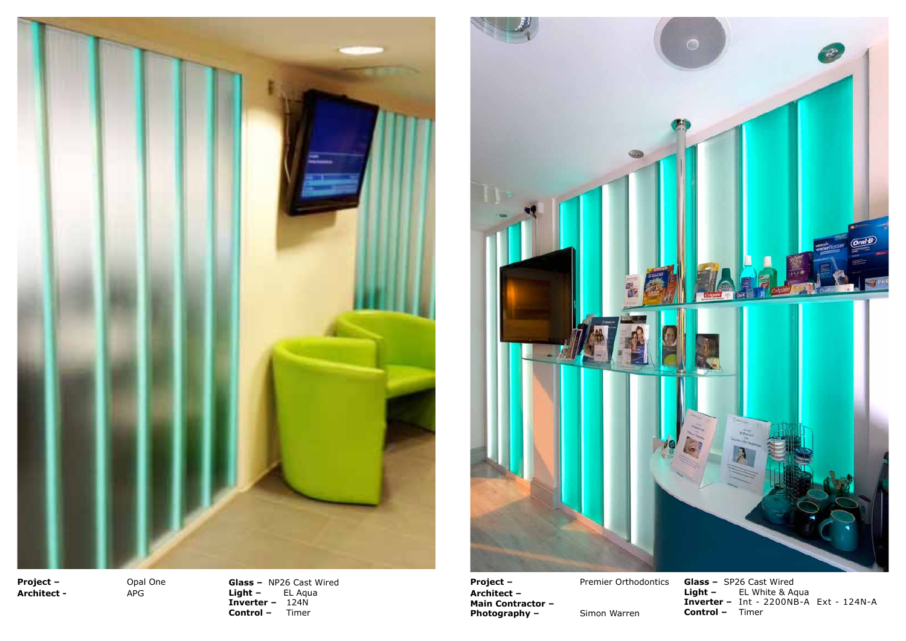**Project –** Opal One
**Architect -** APG

**Glass –** NP26 Cast Wired
**Light –** EL Aqua
**Inverter –** 124N
**Control –** Timer

**Project –** Premier Orthodontics
**Architect –**
**Main Contractor –**
**Photography –** Simon Warren

**Glass –** SP26 Cast Wired
**Light –** EL White & Aqua
**Inverter –** Int - 2200NB-A Ext - 124N-A
**Control –** Timer